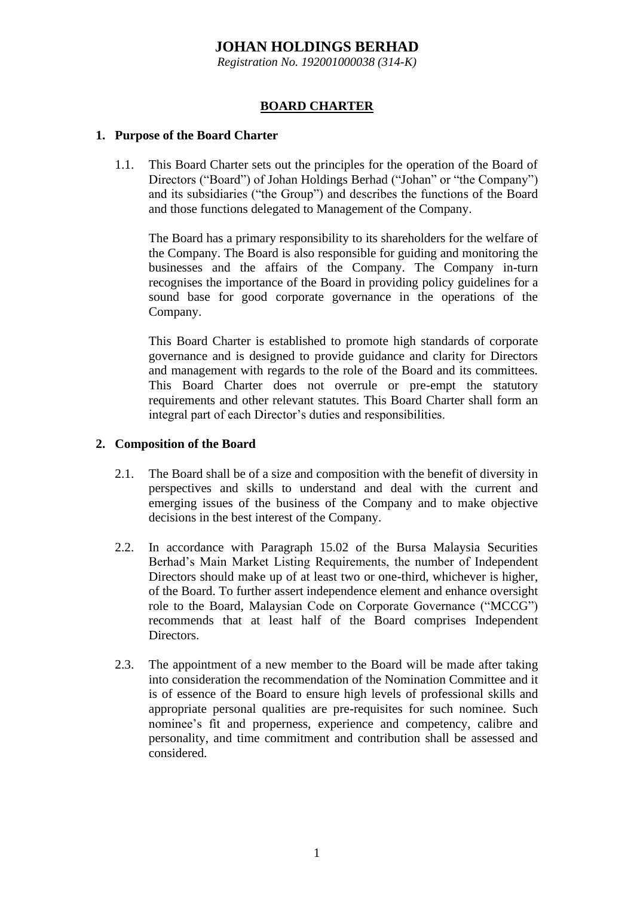# JOHAN HOLDINGS BERHAD

*Registration No. 192001000038 (314-K)*

## BOARD CHARTER

### 1. Purpose of the Board Charter

1.1. This Board Charter sets out the principles for the operation of the Board of Directors ("Board") of Johan Holdings Berhad ("Johan" or "the Company") and its subsidiaries ("the Group") and describes the functions of the Board and those functions delegated to Management of the Company.

The Board has a primary responsibility to its shareholders for the welfare of the Company. The Board is also responsible for guiding and monitoring the businesses and the affairs of the Company. The Company in-turn recognises the importance of the Board in providing policy guidelines for a sound base for good corporate governance in the operations of the Company.

This Board Charter is established to promote high standards of corporate governance and is designed to provide guidance and clarity for Directors and management with regards to the role of the Board and its committees. This Board Charter does not overrule or pre-empt the statutory requirements and other relevant statutes. This Board Charter shall form an integral part of each Director's duties and responsibilities.

### 2. Composition of the Board

2.1. The Board shall be of a size and composition with the benefit of diversity in perspectives and skills to understand and deal with the current and emerging issues of the business of the Company and to make objective decisions in the best interest of the Company.

2.2. In accordance with Paragraph 15.02 of the Bursa Malaysia Securities Berhad's Main Market Listing Requirements, the number of Independent Directors should make up of at least two or one-third, whichever is higher, of the Board. To further assert independence element and enhance oversight role to the Board, Malaysian Code on Corporate Governance ("MCCG") recommends that at least half of the Board comprises Independent Directors.

2.3. The appointment of a new member to the Board will be made after taking into consideration the recommendation of the Nomination Committee and it is of essence of the Board to ensure high levels of professional skills and appropriate personal qualities are pre-requisites for such nominee. Such nominee's fit and properness, experience and competency, calibre and personality, and time commitment and contribution shall be assessed and considered.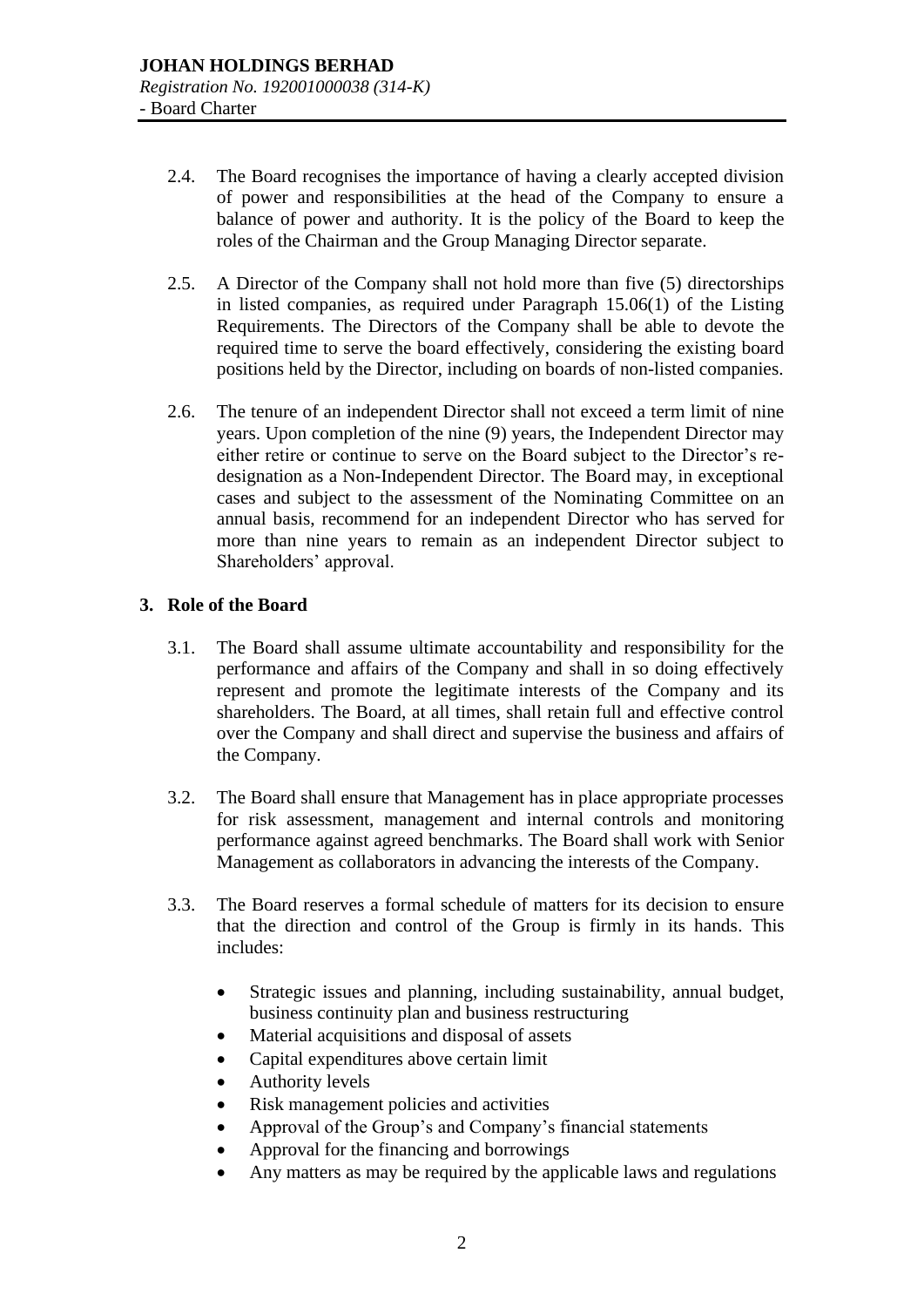2.4. The Board recognises the importance of having a clearly accepted division of power and responsibilities at the head of the Company to ensure a balance of power and authority. It is the policy of the Board to keep the roles of the Chairman and the Group Managing Director separate.

2.5. A Director of the Company shall not hold more than five (5) directorships in listed companies, as required under Paragraph 15.06(1) of the Listing Requirements. The Directors of the Company shall be able to devote the required time to serve the board effectively, considering the existing board positions held by the Director, including on boards of non-listed companies.

2.6. The tenure of an independent Director shall not exceed a term limit of nine years. Upon completion of the nine (9) years, the Independent Director may either retire or continue to serve on the Board subject to the Director's re-designation as a Non-Independent Director. The Board may, in exceptional cases and subject to the assessment of the Nominating Committee on an annual basis, recommend for an independent Director who has served for more than nine years to remain as an independent Director subject to Shareholders' approval.

## 3. Role of the Board

3.1. The Board shall assume ultimate accountability and responsibility for the performance and affairs of the Company and shall in so doing effectively represent and promote the legitimate interests of the Company and its shareholders. The Board, at all times, shall retain full and effective control over the Company and shall direct and supervise the business and affairs of the Company.

3.2. The Board shall ensure that Management has in place appropriate processes for risk assessment, management and internal controls and monitoring performance against agreed benchmarks. The Board shall work with Senior Management as collaborators in advancing the interests of the Company.

3.3. The Board reserves a formal schedule of matters for its decision to ensure that the direction and control of the Group is firmly in its hands. This includes:

- Strategic issues and planning, including sustainability, annual budget, business continuity plan and business restructuring
- Material acquisitions and disposal of assets
- Capital expenditures above certain limit
- Authority levels
- Risk management policies and activities
- Approval of the Group's and Company's financial statements
- Approval for the financing and borrowings
- Any matters as may be required by the applicable laws and regulations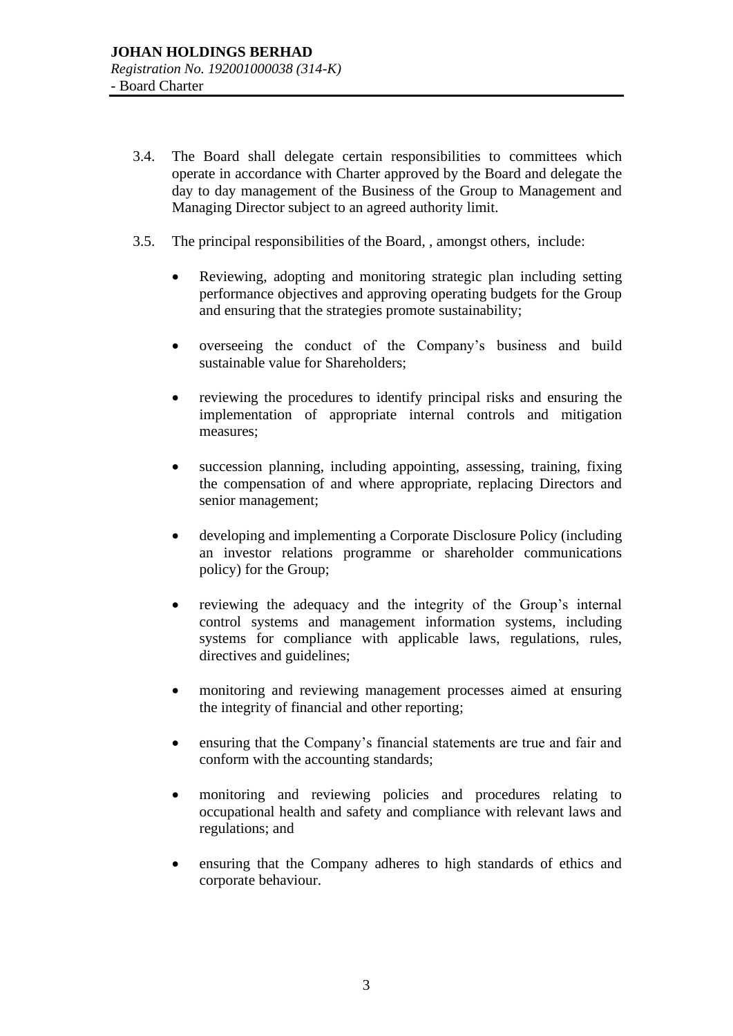3.4. The Board shall delegate certain responsibilities to committees which operate in accordance with Charter approved by the Board and delegate the day to day management of the Business of the Group to Management and Managing Director subject to an agreed authority limit.

3.5. The principal responsibilities of the Board, , amongst others, include:

- Reviewing, adopting and monitoring strategic plan including setting performance objectives and approving operating budgets for the Group and ensuring that the strategies promote sustainability;

- overseeing the conduct of the Company's business and build sustainable value for Shareholders;

- reviewing the procedures to identify principal risks and ensuring the implementation of appropriate internal controls and mitigation measures;

- succession planning, including appointing, assessing, training, fixing the compensation of and where appropriate, replacing Directors and senior management;

- developing and implementing a Corporate Disclosure Policy (including an investor relations programme or shareholder communications policy) for the Group;

- reviewing the adequacy and the integrity of the Group's internal control systems and management information systems, including systems for compliance with applicable laws, regulations, rules, directives and guidelines;

- monitoring and reviewing management processes aimed at ensuring the integrity of financial and other reporting;

- ensuring that the Company's financial statements are true and fair and conform with the accounting standards;

- monitoring and reviewing policies and procedures relating to occupational health and safety and compliance with relevant laws and regulations; and

- ensuring that the Company adheres to high standards of ethics and corporate behaviour.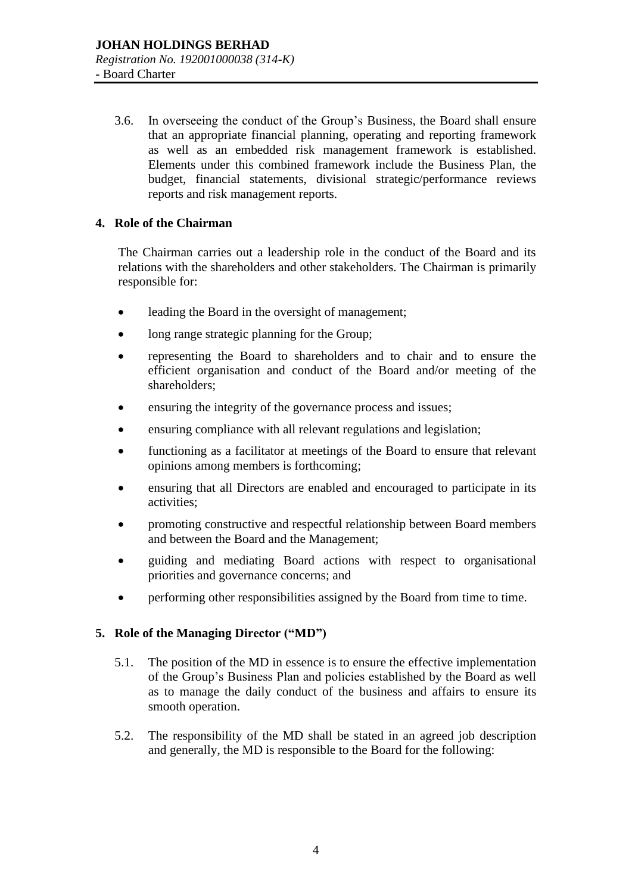3.6. In overseeing the conduct of the Group's Business, the Board shall ensure that an appropriate financial planning, operating and reporting framework as well as an embedded risk management framework is established. Elements under this combined framework include the Business Plan, the budget, financial statements, divisional strategic/performance reviews reports and risk management reports.

## 4. Role of the Chairman

The Chairman carries out a leadership role in the conduct of the Board and its relations with the shareholders and other stakeholders. The Chairman is primarily responsible for:

- leading the Board in the oversight of management;
- long range strategic planning for the Group;
- representing the Board to shareholders and to chair and to ensure the efficient organisation and conduct of the Board and/or meeting of the shareholders;
- ensuring the integrity of the governance process and issues;
- ensuring compliance with all relevant regulations and legislation;
- functioning as a facilitator at meetings of the Board to ensure that relevant opinions among members is forthcoming;
- ensuring that all Directors are enabled and encouraged to participate in its activities;
- promoting constructive and respectful relationship between Board members and between the Board and the Management;
- guiding and mediating Board actions with respect to organisational priorities and governance concerns; and
- performing other responsibilities assigned by the Board from time to time.

## 5. Role of the Managing Director ("MD")

5.1. The position of the MD in essence is to ensure the effective implementation of the Group's Business Plan and policies established by the Board as well as to manage the daily conduct of the business and affairs to ensure its smooth operation.

5.2. The responsibility of the MD shall be stated in an agreed job description and generally, the MD is responsible to the Board for the following: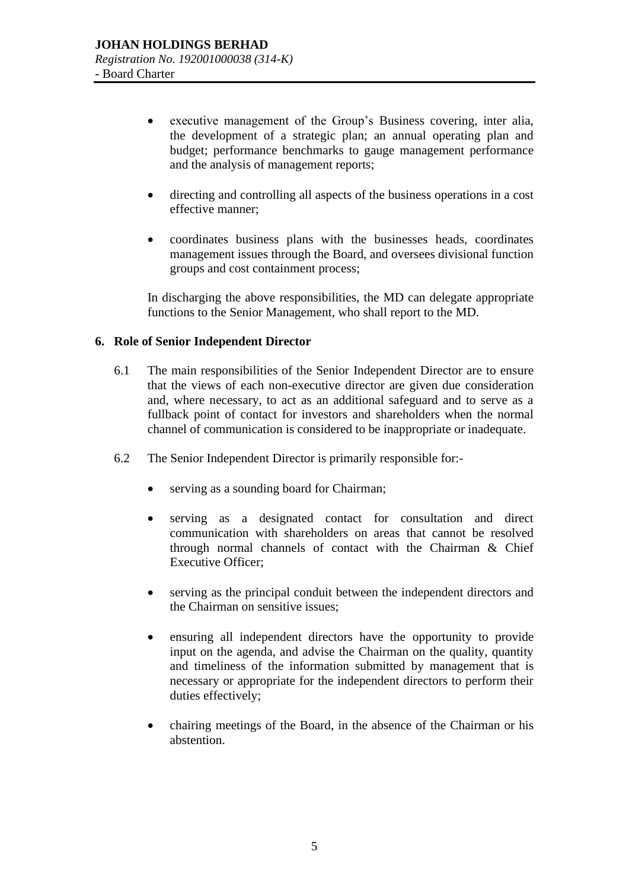- executive management of the Group's Business covering, inter alia, the development of a strategic plan; an annual operating plan and budget; performance benchmarks to gauge management performance and the analysis of management reports;

- directing and controlling all aspects of the business operations in a cost effective manner;

- coordinates business plans with the businesses heads, coordinates management issues through the Board, and oversees divisional function groups and cost containment process;

In discharging the above responsibilities, the MD can delegate appropriate functions to the Senior Management, who shall report to the MD.

## 6. Role of Senior Independent Director

6.1 The main responsibilities of the Senior Independent Director are to ensure that the views of each non-executive director are given due consideration and, where necessary, to act as an additional safeguard and to serve as a fullback point of contact for investors and shareholders when the normal channel of communication is considered to be inappropriate or inadequate.

6.2 The Senior Independent Director is primarily responsible for:-

- serving as a sounding board for Chairman;

- serving as a designated contact for consultation and direct communication with shareholders on areas that cannot be resolved through normal channels of contact with the Chairman & Chief Executive Officer;

- serving as the principal conduit between the independent directors and the Chairman on sensitive issues;

- ensuring all independent directors have the opportunity to provide input on the agenda, and advise the Chairman on the quality, quantity and timeliness of the information submitted by management that is necessary or appropriate for the independent directors to perform their duties effectively;

- chairing meetings of the Board, in the absence of the Chairman or his abstention.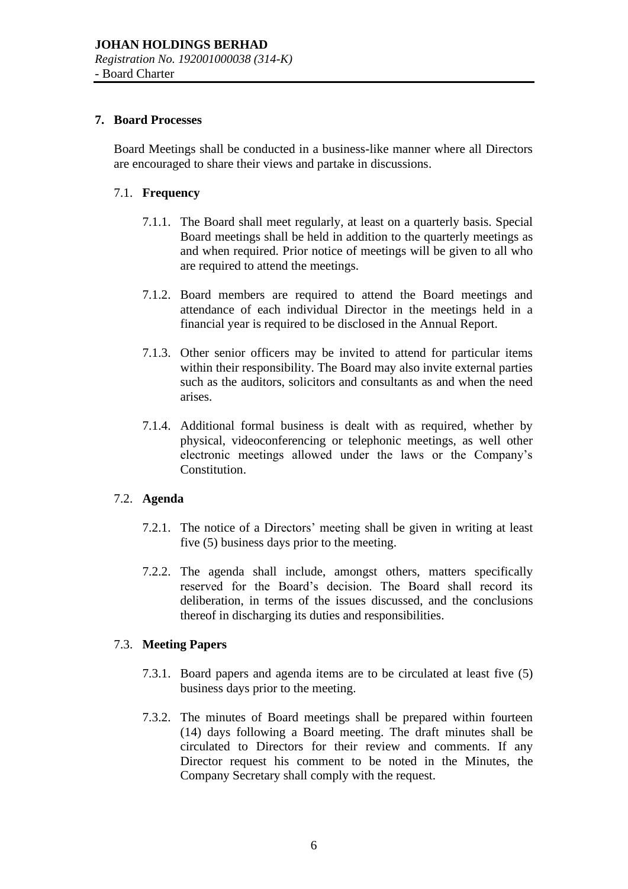## 7. Board Processes

Board Meetings shall be conducted in a business-like manner where all Directors are encouraged to share their views and partake in discussions.

### 7.1. Frequency

7.1.1. The Board shall meet regularly, at least on a quarterly basis. Special Board meetings shall be held in addition to the quarterly meetings as and when required. Prior notice of meetings will be given to all who are required to attend the meetings.

7.1.2. Board members are required to attend the Board meetings and attendance of each individual Director in the meetings held in a financial year is required to be disclosed in the Annual Report.

7.1.3. Other senior officers may be invited to attend for particular items within their responsibility. The Board may also invite external parties such as the auditors, solicitors and consultants as and when the need arises.

7.1.4. Additional formal business is dealt with as required, whether by physical, videoconferencing or telephonic meetings, as well other electronic meetings allowed under the laws or the Company's Constitution.

### 7.2. Agenda

7.2.1. The notice of a Directors' meeting shall be given in writing at least five (5) business days prior to the meeting.

7.2.2. The agenda shall include, amongst others, matters specifically reserved for the Board's decision. The Board shall record its deliberation, in terms of the issues discussed, and the conclusions thereof in discharging its duties and responsibilities.

### 7.3. Meeting Papers

7.3.1. Board papers and agenda items are to be circulated at least five (5) business days prior to the meeting.

7.3.2. The minutes of Board meetings shall be prepared within fourteen (14) days following a Board meeting. The draft minutes shall be circulated to Directors for their review and comments. If any Director request his comment to be noted in the Minutes, the Company Secretary shall comply with the request.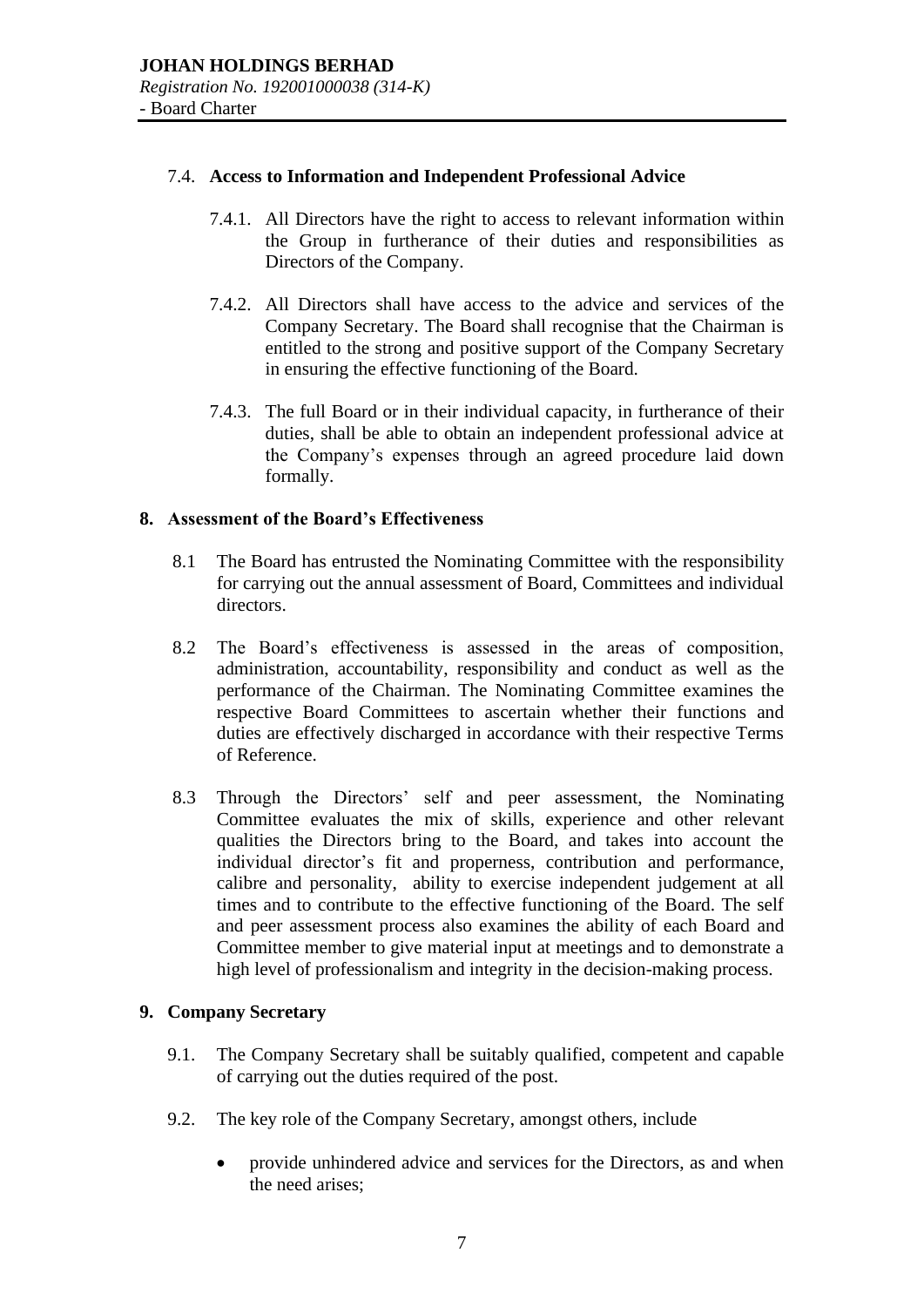### 7.4. Access to Information and Independent Professional Advice

7.4.1. All Directors have the right to access to relevant information within the Group in furtherance of their duties and responsibilities as Directors of the Company.

7.4.2. All Directors shall have access to the advice and services of the Company Secretary. The Board shall recognise that the Chairman is entitled to the strong and positive support of the Company Secretary in ensuring the effective functioning of the Board.

7.4.3. The full Board or in their individual capacity, in furtherance of their duties, shall be able to obtain an independent professional advice at the Company's expenses through an agreed procedure laid down formally.

## 8. Assessment of the Board's Effectiveness

8.1 The Board has entrusted the Nominating Committee with the responsibility for carrying out the annual assessment of Board, Committees and individual directors.

8.2 The Board's effectiveness is assessed in the areas of composition, administration, accountability, responsibility and conduct as well as the performance of the Chairman. The Nominating Committee examines the respective Board Committees to ascertain whether their functions and duties are effectively discharged in accordance with their respective Terms of Reference.

8.3 Through the Directors' self and peer assessment, the Nominating Committee evaluates the mix of skills, experience and other relevant qualities the Directors bring to the Board, and takes into account the individual director's fit and properness, contribution and performance, calibre and personality, ability to exercise independent judgement at all times and to contribute to the effective functioning of the Board. The self and peer assessment process also examines the ability of each Board and Committee member to give material input at meetings and to demonstrate a high level of professionalism and integrity in the decision-making process.

## 9. Company Secretary

9.1. The Company Secretary shall be suitably qualified, competent and capable of carrying out the duties required of the post.

9.2. The key role of the Company Secretary, amongst others, include

- provide unhindered advice and services for the Directors, as and when the need arises;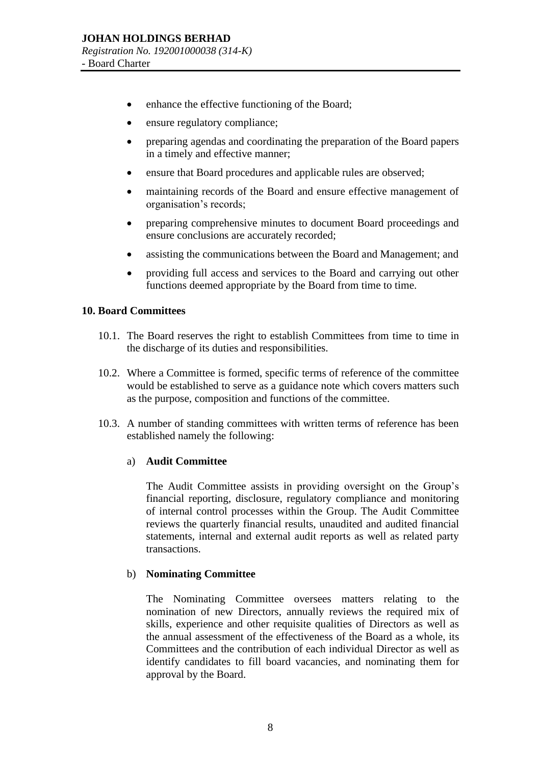- enhance the effective functioning of the Board;
- ensure regulatory compliance;
- preparing agendas and coordinating the preparation of the Board papers in a timely and effective manner;
- ensure that Board procedures and applicable rules are observed;
- maintaining records of the Board and ensure effective management of organisation's records;
- preparing comprehensive minutes to document Board proceedings and ensure conclusions are accurately recorded;
- assisting the communications between the Board and Management; and
- providing full access and services to the Board and carrying out other functions deemed appropriate by the Board from time to time.

## 10. Board Committees

10.1. The Board reserves the right to establish Committees from time to time in the discharge of its duties and responsibilities.

10.2. Where a Committee is formed, specific terms of reference of the committee would be established to serve as a guidance note which covers matters such as the purpose, composition and functions of the committee.

10.3. A number of standing committees with written terms of reference has been established namely the following:

a) **Audit Committee**

The Audit Committee assists in providing oversight on the Group's financial reporting, disclosure, regulatory compliance and monitoring of internal control processes within the Group. The Audit Committee reviews the quarterly financial results, unaudited and audited financial statements, internal and external audit reports as well as related party transactions.

b) **Nominating Committee**

The Nominating Committee oversees matters relating to the nomination of new Directors, annually reviews the required mix of skills, experience and other requisite qualities of Directors as well as the annual assessment of the effectiveness of the Board as a whole, its Committees and the contribution of each individual Director as well as identify candidates to fill board vacancies, and nominating them for approval by the Board.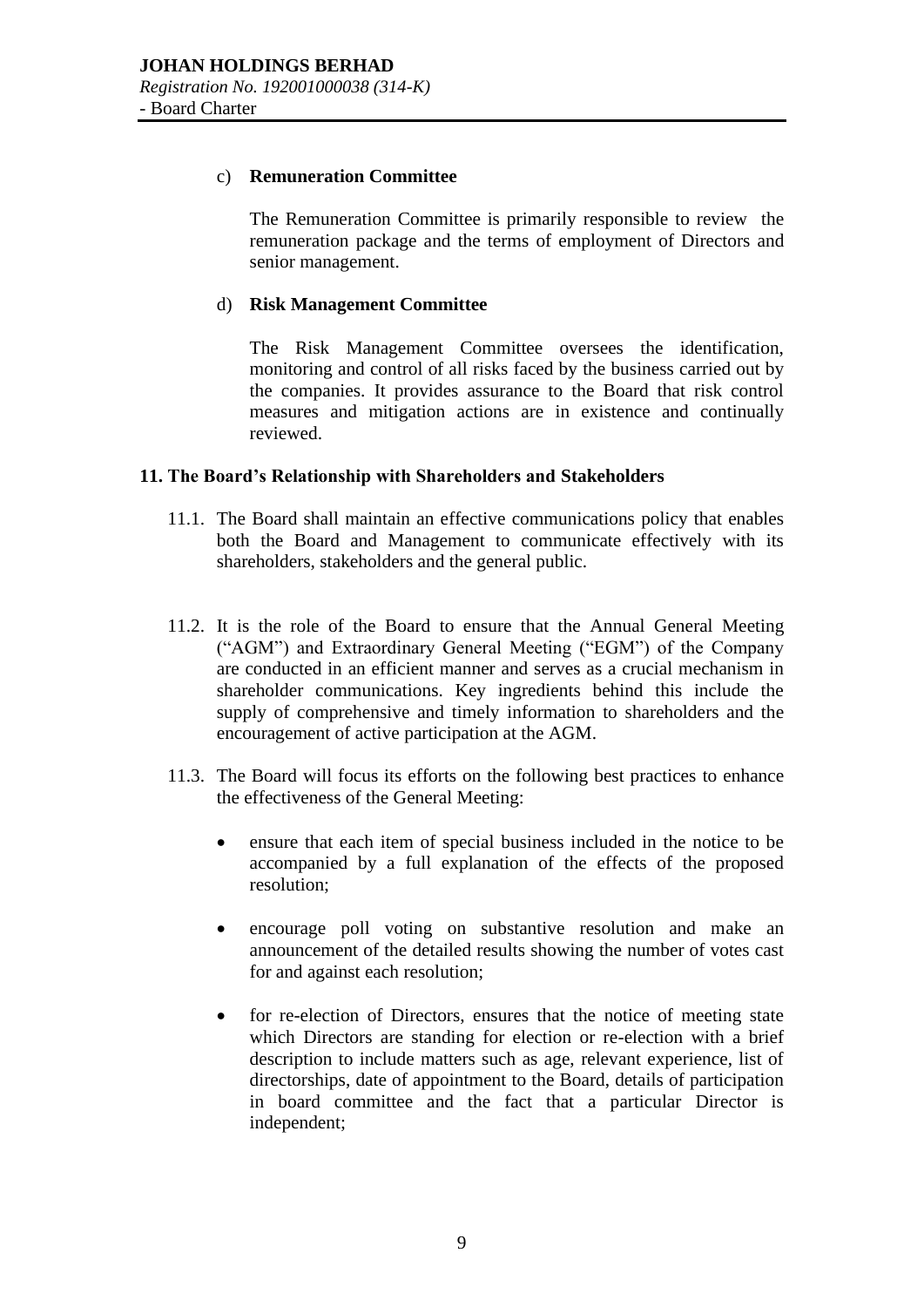c) **Remuneration Committee**

The Remuneration Committee is primarily responsible to review the remuneration package and the terms of employment of Directors and senior management.

d) **Risk Management Committee**

The Risk Management Committee oversees the identification, monitoring and control of all risks faced by the business carried out by the companies. It provides assurance to the Board that risk control measures and mitigation actions are in existence and continually reviewed.

## 11. The Board's Relationship with Shareholders and Stakeholders

11.1. The Board shall maintain an effective communications policy that enables both the Board and Management to communicate effectively with its shareholders, stakeholders and the general public.

11.2. It is the role of the Board to ensure that the Annual General Meeting ("AGM") and Extraordinary General Meeting ("EGM") of the Company are conducted in an efficient manner and serves as a crucial mechanism in shareholder communications. Key ingredients behind this include the supply of comprehensive and timely information to shareholders and the encouragement of active participation at the AGM.

11.3. The Board will focus its efforts on the following best practices to enhance the effectiveness of the General Meeting:

- ensure that each item of special business included in the notice to be accompanied by a full explanation of the effects of the proposed resolution;
- encourage poll voting on substantive resolution and make an announcement of the detailed results showing the number of votes cast for and against each resolution;
- for re-election of Directors, ensures that the notice of meeting state which Directors are standing for election or re-election with a brief description to include matters such as age, relevant experience, list of directorships, date of appointment to the Board, details of participation in board committee and the fact that a particular Director is independent;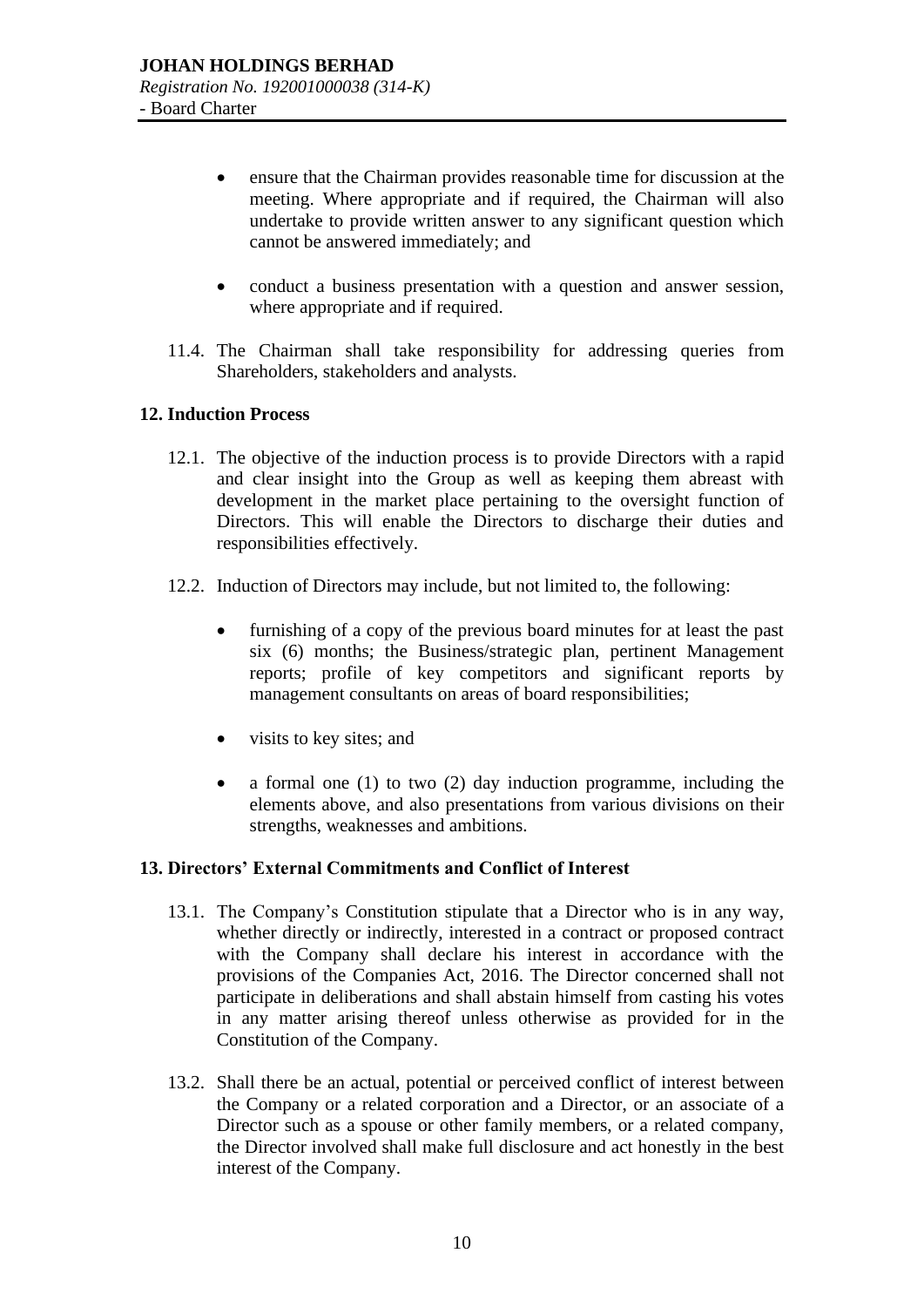- ensure that the Chairman provides reasonable time for discussion at the meeting. Where appropriate and if required, the Chairman will also undertake to provide written answer to any significant question which cannot be answered immediately; and

- conduct a business presentation with a question and answer session, where appropriate and if required.

11.4. The Chairman shall take responsibility for addressing queries from Shareholders, stakeholders and analysts.

## 12. Induction Process

12.1. The objective of the induction process is to provide Directors with a rapid and clear insight into the Group as well as keeping them abreast with development in the market place pertaining to the oversight function of Directors. This will enable the Directors to discharge their duties and responsibilities effectively.

12.2. Induction of Directors may include, but not limited to, the following:

- furnishing of a copy of the previous board minutes for at least the past six (6) months; the Business/strategic plan, pertinent Management reports; profile of key competitors and significant reports by management consultants on areas of board responsibilities;

- visits to key sites; and

- a formal one (1) to two (2) day induction programme, including the elements above, and also presentations from various divisions on their strengths, weaknesses and ambitions.

## 13. Directors' External Commitments and Conflict of Interest

13.1. The Company's Constitution stipulate that a Director who is in any way, whether directly or indirectly, interested in a contract or proposed contract with the Company shall declare his interest in accordance with the provisions of the Companies Act, 2016. The Director concerned shall not participate in deliberations and shall abstain himself from casting his votes in any matter arising thereof unless otherwise as provided for in the Constitution of the Company.

13.2. Shall there be an actual, potential or perceived conflict of interest between the Company or a related corporation and a Director, or an associate of a Director such as a spouse or other family members, or a related company, the Director involved shall make full disclosure and act honestly in the best interest of the Company.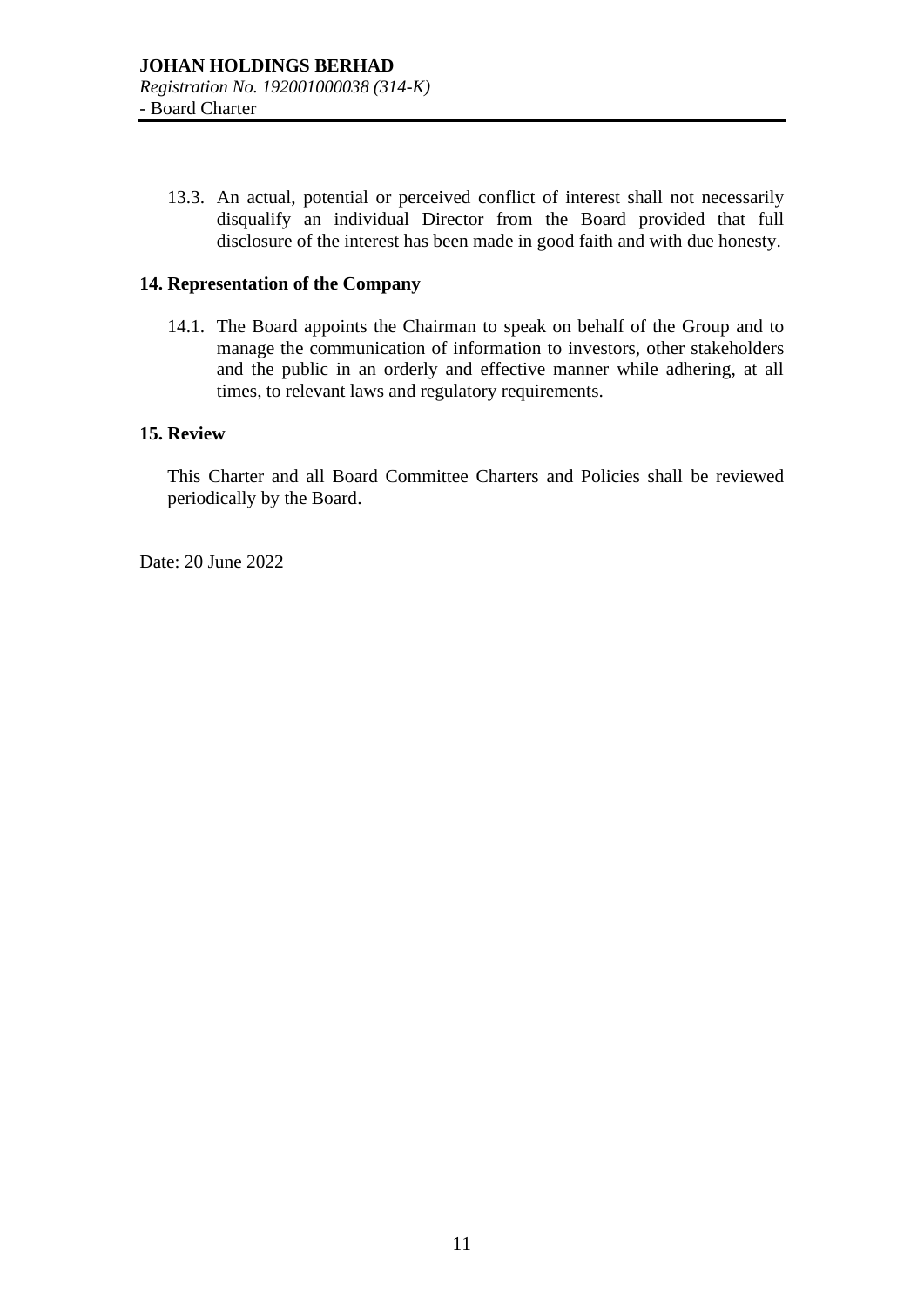13.3. An actual, potential or perceived conflict of interest shall not necessarily disqualify an individual Director from the Board provided that full disclosure of the interest has been made in good faith and with due honesty.

## 14. Representation of the Company

14.1. The Board appoints the Chairman to speak on behalf of the Group and to manage the communication of information to investors, other stakeholders and the public in an orderly and effective manner while adhering, at all times, to relevant laws and regulatory requirements.

## 15. Review

This Charter and all Board Committee Charters and Policies shall be reviewed periodically by the Board.

Date: 20 June 2022